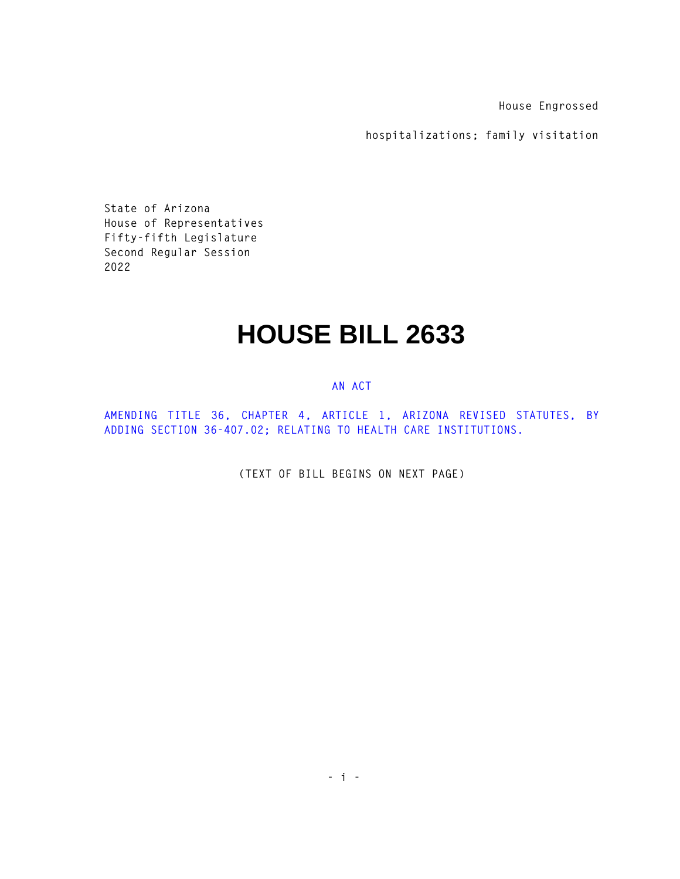House Engrossed

hospitalizations; family visitation

State of Arizona
House of Representatives
Fifty-fifth Legislature
Second Regular Session
2022

# HOUSE BILL 2633

AN ACT

AMENDING TITLE 36, CHAPTER 4, ARTICLE 1, ARIZONA REVISED STATUTES, BY ADDING SECTION 36-407.02; RELATING TO HEALTH CARE INSTITUTIONS.

(TEXT OF BILL BEGINS ON NEXT PAGE)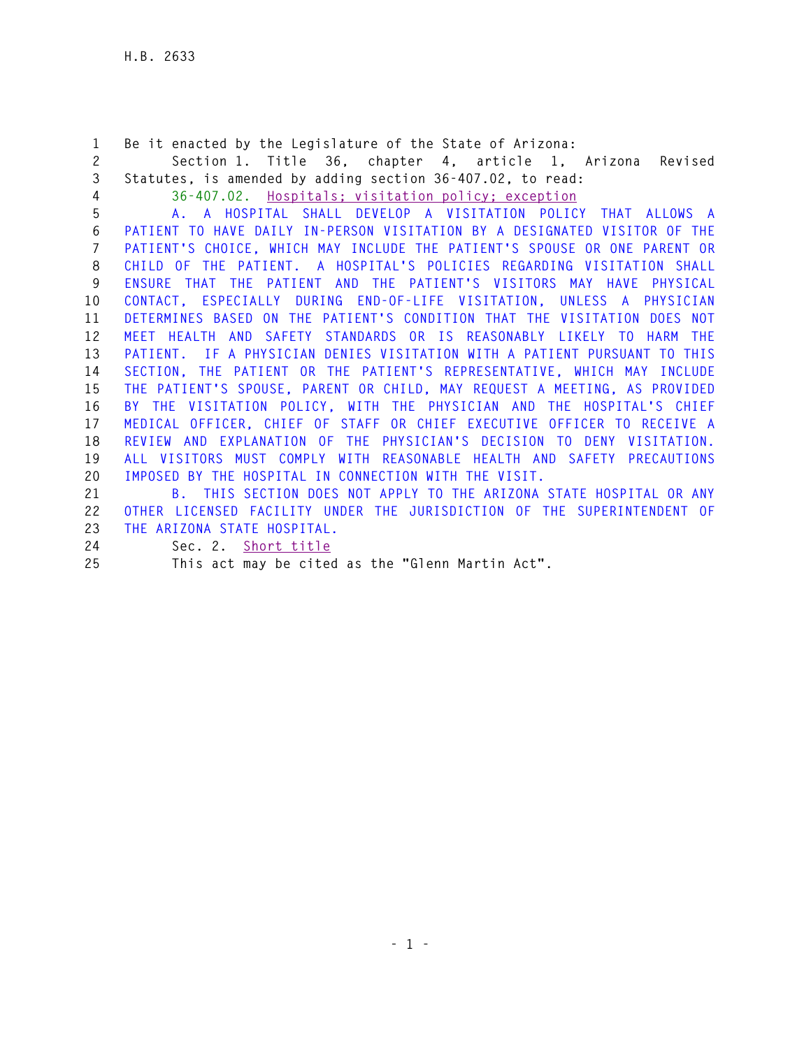Be it enacted by the Legislature of the State of Arizona:

Section 1. Title 36, chapter 4, article 1, Arizona Revised Statutes, is amended by adding section 36-407.02, to read:

36-407.02. Hospitals; visitation policy; exception

A. A HOSPITAL SHALL DEVELOP A VISITATION POLICY THAT ALLOWS A PATIENT TO HAVE DAILY IN-PERSON VISITATION BY A DESIGNATED VISITOR OF THE PATIENT'S CHOICE, WHICH MAY INCLUDE THE PATIENT'S SPOUSE OR ONE PARENT OR CHILD OF THE PATIENT. A HOSPITAL'S POLICIES REGARDING VISITATION SHALL ENSURE THAT THE PATIENT AND THE PATIENT'S VISITORS MAY HAVE PHYSICAL CONTACT, ESPECIALLY DURING END-OF-LIFE VISITATION, UNLESS A PHYSICIAN DETERMINES BASED ON THE PATIENT'S CONDITION THAT THE VISITATION DOES NOT MEET HEALTH AND SAFETY STANDARDS OR IS REASONABLY LIKELY TO HARM THE PATIENT. IF A PHYSICIAN DENIES VISITATION WITH A PATIENT PURSUANT TO THIS SECTION, THE PATIENT OR THE PATIENT'S REPRESENTATIVE, WHICH MAY INCLUDE THE PATIENT'S SPOUSE, PARENT OR CHILD, MAY REQUEST A MEETING, AS PROVIDED BY THE VISITATION POLICY, WITH THE PHYSICIAN AND THE HOSPITAL'S CHIEF MEDICAL OFFICER, CHIEF OF STAFF OR CHIEF EXECUTIVE OFFICER TO RECEIVE A REVIEW AND EXPLANATION OF THE PHYSICIAN'S DECISION TO DENY VISITATION. ALL VISITORS MUST COMPLY WITH REASONABLE HEALTH AND SAFETY PRECAUTIONS IMPOSED BY THE HOSPITAL IN CONNECTION WITH THE VISIT.

B. THIS SECTION DOES NOT APPLY TO THE ARIZONA STATE HOSPITAL OR ANY OTHER LICENSED FACILITY UNDER THE JURISDICTION OF THE SUPERINTENDENT OF THE ARIZONA STATE HOSPITAL.

Sec. 2. Short title

This act may be cited as the "Glenn Martin Act".